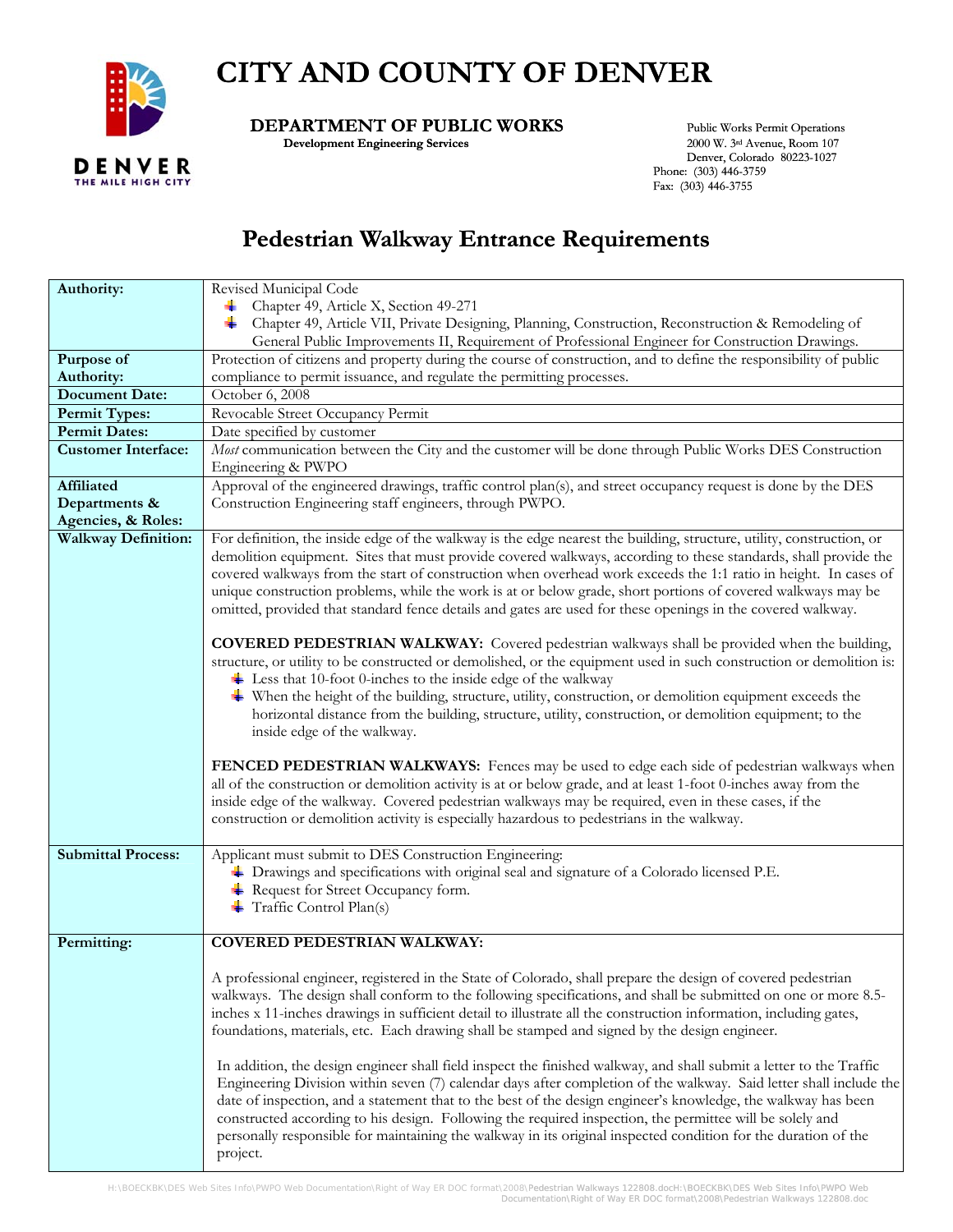# CITY AND COUNTY OF DENVER

**DEPARTMENT OF PUBLIC WORKS**
**Development Engineering Services**

Public Works Permit Operations
2000 W. 3rd Avenue, Room 107
Denver, Colorado 80223-1027
Phone: (303) 446-3759
Fax: (303) 446-3755

## Pedestrian Walkway Entrance Requirements

| | |
|---|---|
| **Authority:** | Revised Municipal Code<br>• Chapter 49, Article X, Section 49-271<br>• Chapter 49, Article VII, Private Designing, Planning, Construction, Reconstruction & Remodeling of General Public Improvements II, Requirement of Professional Engineer for Construction Drawings. |
| **Purpose of Authority:** | Protection of citizens and property during the course of construction, and to define the responsibility of public compliance to permit issuance, and regulate the permitting processes. |
| **Document Date:** | October 6, 2008 |
| **Permit Types:** | Revocable Street Occupancy Permit |
| **Permit Dates:** | Date specified by customer |
| **Customer Interface:** | *Most* communication between the City and the customer will be done through Public Works DES Construction Engineering & PWPO |
| **Affiliated Departments & Agencies, & Roles:** | Approval of the engineered drawings, traffic control plan(s), and street occupancy request is done by the DES Construction Engineering staff engineers, through PWPO. |
| **Walkway Definition:** | For definition, the inside edge of the walkway is the edge nearest the building, structure, utility, construction, or demolition equipment. Sites that must provide covered walkways, according to these standards, shall provide the covered walkways from the start of construction when overhead work exceeds the 1:1 ratio in height. In cases of unique construction problems, while the work is at or below grade, short portions of covered walkways may be omitted, provided that standard fence details and gates are used for these openings in the covered walkway.<br><br>**COVERED PEDESTRIAN WALKWAY:** Covered pedestrian walkways shall be provided when the building, structure, or utility to be constructed or demolished, or the equipment used in such construction or demolition is:<br>• Less that 10-foot 0-inches to the inside edge of the walkway<br>• When the height of the building, structure, utility, construction, or demolition equipment exceeds the horizontal distance from the building, structure, utility, construction, or demolition equipment; to the inside edge of the walkway.<br><br>**FENCED PEDESTRIAN WALKWAYS:** Fences may be used to edge each side of pedestrian walkways when all of the construction or demolition activity is at or below grade, and at least 1-foot 0-inches away from the inside edge of the walkway. Covered pedestrian walkways may be required, even in these cases, if the construction or demolition activity is especially hazardous to pedestrians in the walkway. |
| **Submittal Process:** | Applicant must submit to DES Construction Engineering:<br>• Drawings and specifications with original seal and signature of a Colorado licensed P.E.<br>• Request for Street Occupancy form.<br>• Traffic Control Plan(s) |
| **Permitting:** | **COVERED PEDESTRIAN WALKWAY:**<br><br>A professional engineer, registered in the State of Colorado, shall prepare the design of covered pedestrian walkways. The design shall conform to the following specifications, and shall be submitted on one or more 8.5-inches x 11-inches drawings in sufficient detail to illustrate all the construction information, including gates, foundations, materials, etc. Each drawing shall be stamped and signed by the design engineer.<br><br>In addition, the design engineer shall field inspect the finished walkway, and shall submit a letter to the Traffic Engineering Division within seven (7) calendar days after completion of the walkway. Said letter shall include the date of inspection, and a statement that to the best of the design engineer's knowledge, the walkway has been constructed according to his design. Following the required inspection, the permittee will be solely and personally responsible for maintaining the walkway in its original inspected condition for the duration of the project. |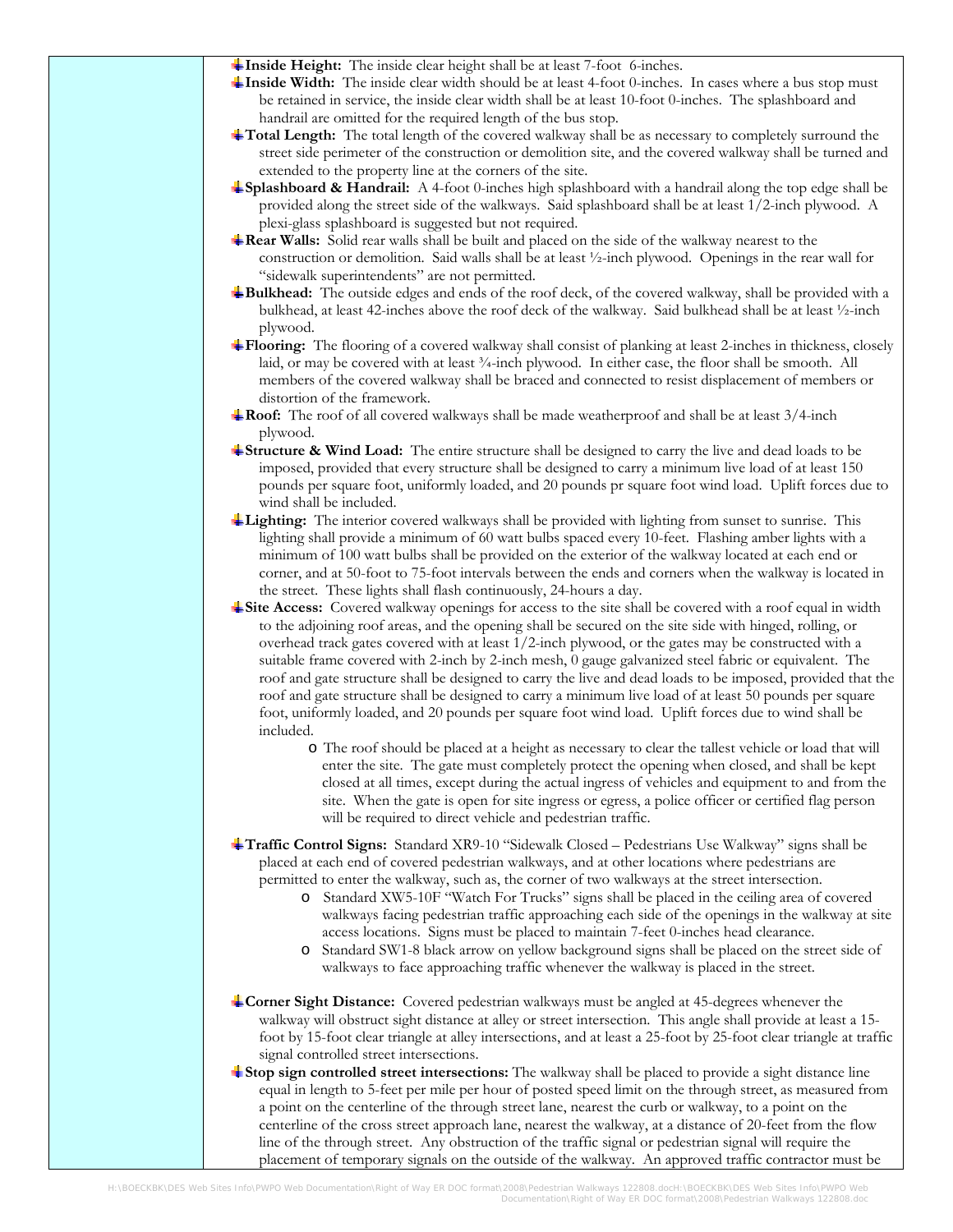- **Inside Height:** The inside clear height shall be at least 7-foot 6-inches.
- **Inside Width:** The inside clear width should be at least 4-foot 0-inches. In cases where a bus stop must be retained in service, the inside clear width shall be at least 10-foot 0-inches. The splashboard and handrail are omitted for the required length of the bus stop.
- **Total Length:** The total length of the covered walkway shall be as necessary to completely surround the street side perimeter of the construction or demolition site, and the covered walkway shall be turned and extended to the property line at the corners of the site.
- **Splashboard & Handrail:** A 4-foot 0-inches high splashboard with a handrail along the top edge shall be provided along the street side of the walkways. Said splashboard shall be at least 1/2-inch plywood. A plexi-glass splashboard is suggested but not required.
- **Rear Walls:** Solid rear walls shall be built and placed on the side of the walkway nearest to the construction or demolition. Said walls shall be at least ½-inch plywood. Openings in the rear wall for "sidewalk superintendents" are not permitted.
- **Bulkhead:** The outside edges and ends of the roof deck, of the covered walkway, shall be provided with a bulkhead, at least 42-inches above the roof deck of the walkway. Said bulkhead shall be at least ½-inch plywood.
- **Flooring:** The flooring of a covered walkway shall consist of planking at least 2-inches in thickness, closely laid, or may be covered with at least ¾-inch plywood. In either case, the floor shall be smooth. All members of the covered walkway shall be braced and connected to resist displacement of members or distortion of the framework.
- **Roof:** The roof of all covered walkways shall be made weatherproof and shall be at least 3/4-inch plywood.
- **Structure & Wind Load:** The entire structure shall be designed to carry the live and dead loads to be imposed, provided that every structure shall be designed to carry a minimum live load of at least 150 pounds per square foot, uniformly loaded, and 20 pounds pr square foot wind load. Uplift forces due to wind shall be included.
- **Lighting:** The interior covered walkways shall be provided with lighting from sunset to sunrise. This lighting shall provide a minimum of 60 watt bulbs spaced every 10-feet. Flashing amber lights with a minimum of 100 watt bulbs shall be provided on the exterior of the walkway located at each end or corner, and at 50-foot to 75-foot intervals between the ends and corners when the walkway is located in the street. These lights shall flash continuously, 24-hours a day.
- **Site Access:** Covered walkway openings for access to the site shall be covered with a roof equal in width to the adjoining roof areas, and the opening shall be secured on the site side with hinged, rolling, or overhead track gates covered with at least 1/2-inch plywood, or the gates may be constructed with a suitable frame covered with 2-inch by 2-inch mesh, 0 gauge galvanized steel fabric or equivalent. The roof and gate structure shall be designed to carry the live and dead loads to be imposed, provided that the roof and gate structure shall be designed to carry a minimum live load of at least 50 pounds per square foot, uniformly loaded, and 20 pounds per square foot wind load. Uplift forces due to wind shall be included.
    - The roof should be placed at a height as necessary to clear the tallest vehicle or load that will enter the site. The gate must completely protect the opening when closed, and shall be kept closed at all times, except during the actual ingress of vehicles and equipment to and from the site. When the gate is open for site ingress or egress, a police officer or certified flag person will be required to direct vehicle and pedestrian traffic.
- **Traffic Control Signs:** Standard XR9-10 "Sidewalk Closed – Pedestrians Use Walkway" signs shall be placed at each end of covered pedestrian walkways, and at other locations where pedestrians are permitted to enter the walkway, such as, the corner of two walkways at the street intersection.
    - Standard XW5-10F "Watch For Trucks" signs shall be placed in the ceiling area of covered walkways facing pedestrian traffic approaching each side of the openings in the walkway at site access locations. Signs must be placed to maintain 7-feet 0-inches head clearance.
    - Standard SW1-8 black arrow on yellow background signs shall be placed on the street side of walkways to face approaching traffic whenever the walkway is placed in the street.
- **Corner Sight Distance:** Covered pedestrian walkways must be angled at 45-degrees whenever the walkway will obstruct sight distance at alley or street intersection. This angle shall provide at least a 15-foot by 15-foot clear triangle at alley intersections, and at least a 25-foot by 25-foot clear triangle at traffic signal controlled street intersections.
- **Stop sign controlled street intersections:** The walkway shall be placed to provide a sight distance line equal in length to 5-feet per mile per hour of posted speed limit on the through street, as measured from a point on the centerline of the through street lane, nearest the curb or walkway, to a point on the centerline of the cross street approach lane, nearest the walkway, at a distance of 20-feet from the flow line of the through street. Any obstruction of the traffic signal or pedestrian signal will require the placement of temporary signals on the outside of the walkway. An approved traffic contractor must be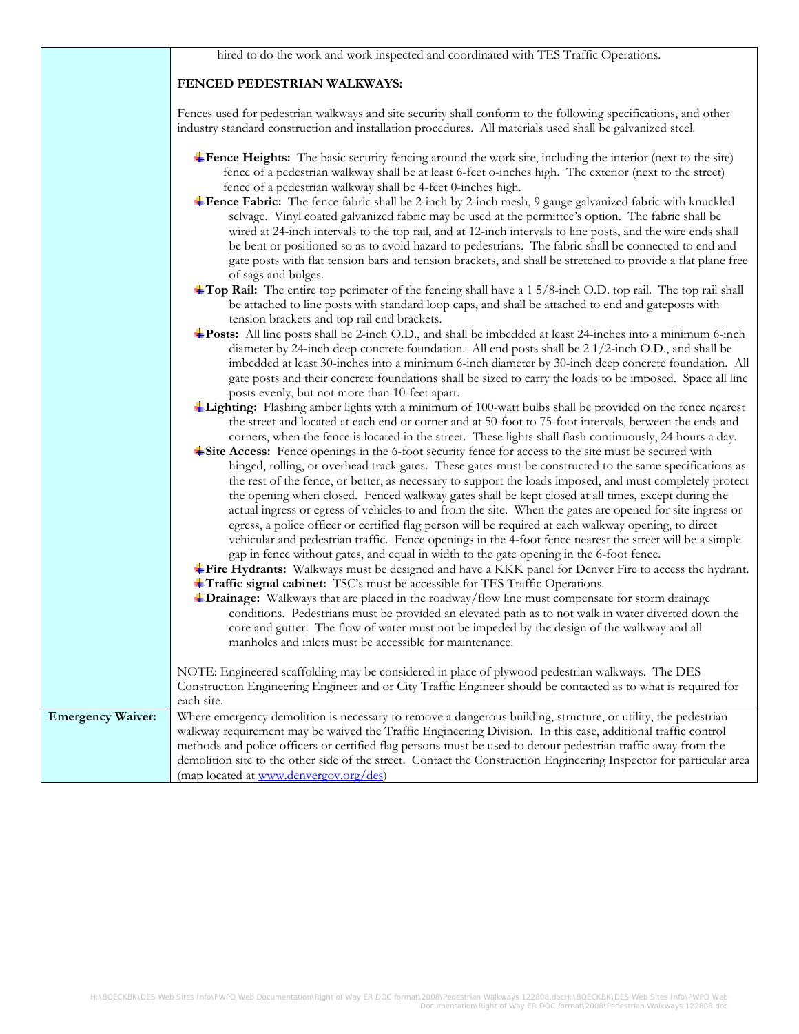| | |
|---|---|
| | hired to do the work and work inspected and coordinated with TES Traffic Operations.<br><br>**FENCED PEDESTRIAN WALKWAYS:**<br><br>Fences used for pedestrian walkways and site security shall conform to the following specifications, and other industry standard construction and installation procedures. All materials used shall be galvanized steel.<br><br>- **Fence Heights:** The basic security fencing around the work site, including the interior (next to the site) fence of a pedestrian walkway shall be at least 6-feet o-inches high. The exterior (next to the street) fence of a pedestrian walkway shall be 4-feet 0-inches high.<br>- **Fence Fabric:** The fence fabric shall be 2-inch by 2-inch mesh, 9 gauge galvanized fabric with knuckled selvage. Vinyl coated galvanized fabric may be used at the permittee's option. The fabric shall be wired at 24-inch intervals to the top rail, and at 12-inch intervals to line posts, and the wire ends shall be bent or positioned so as to avoid hazard to pedestrians. The fabric shall be connected to end and gate posts with flat tension bars and tension brackets, and shall be stretched to provide a flat plane free of sags and bulges.<br>- **Top Rail:** The entire top perimeter of the fencing shall have a 1 5/8-inch O.D. top rail. The top rail shall be attached to line posts with standard loop caps, and shall be attached to end and gateposts with tension brackets and top rail end brackets.<br>- **Posts:** All line posts shall be 2-inch O.D., and shall be imbedded at least 24-inches into a minimum 6-inch diameter by 24-inch deep concrete foundation. All end posts shall be 2 1/2-inch O.D., and shall be imbedded at least 30-inches into a minimum 6-inch diameter by 30-inch deep concrete foundation. All gate posts and their concrete foundations shall be sized to carry the loads to be imposed. Space all line posts evenly, but not more than 10-feet apart.<br>- **Lighting:** Flashing amber lights with a minimum of 100-watt bulbs shall be provided on the fence nearest the street and located at each end or corner and at 50-foot to 75-foot intervals, between the ends and corners, when the fence is located in the street. These lights shall flash continuously, 24 hours a day.<br>- **Site Access:** Fence openings in the 6-foot security fence for access to the site must be secured with hinged, rolling, or overhead track gates. These gates must be constructed to the same specifications as the rest of the fence, or better, as necessary to support the loads imposed, and must completely protect the opening when closed. Fenced walkway gates shall be kept closed at all times, except during the actual ingress or egress of vehicles to and from the site. When the gates are opened for site ingress or egress, a police officer or certified flag person will be required at each walkway opening, to direct vehicular and pedestrian traffic. Fence openings in the 4-foot fence nearest the street will be a simple gap in fence without gates, and equal in width to the gate opening in the 6-foot fence.<br>- **Fire Hydrants:** Walkways must be designed and have a KKK panel for Denver Fire to access the hydrant.<br>- **Traffic signal cabinet:** TSC's must be accessible for TES Traffic Operations.<br>- **Drainage:** Walkways that are placed in the roadway/flow line must compensate for storm drainage conditions. Pedestrians must be provided an elevated path as to not walk in water diverted down the core and gutter. The flow of water must not be impeded by the design of the walkway and all manholes and inlets must be accessible for maintenance.<br><br>NOTE: Engineered scaffolding may be considered in place of plywood pedestrian walkways. The DES Construction Engineering Engineer and or City Traffic Engineer should be contacted as to what is required for each site. |
| **Emergency Waiver:** | Where emergency demolition is necessary to remove a dangerous building, structure, or utility, the pedestrian walkway requirement may be waived the Traffic Engineering Division. In this case, additional traffic control methods and police officers or certified flag persons must be used to detour pedestrian traffic away from the demolition site to the other side of the street. Contact the Construction Engineering Inspector for particular area (map located at www.denvergov.org/des) |